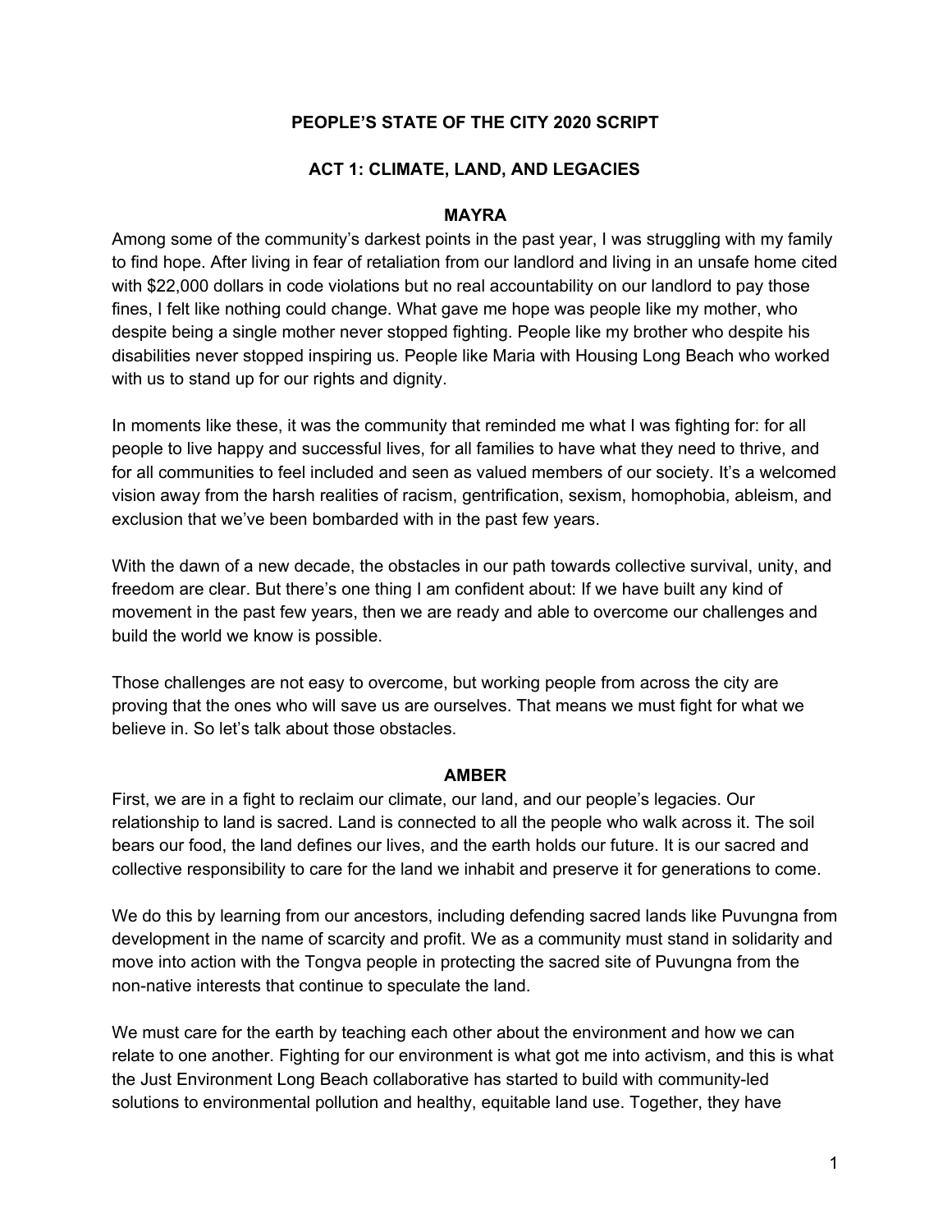# PEOPLE'S STATE OF THE CITY 2020 SCRIPT

## ACT 1: CLIMATE, LAND, AND LEGACIES

### MAYRA

Among some of the community's darkest points in the past year, I was struggling with my family to find hope. After living in fear of retaliation from our landlord and living in an unsafe home cited with $22,000 dollars in code violations but no real accountability on our landlord to pay those fines, I felt like nothing could change. What gave me hope was people like my mother, who despite being a single mother never stopped fighting. People like my brother who despite his disabilities never stopped inspiring us. People like Maria with Housing Long Beach who worked with us to stand up for our rights and dignity.

In moments like these, it was the community that reminded me what I was fighting for: for all people to live happy and successful lives, for all families to have what they need to thrive, and for all communities to feel included and seen as valued members of our society. It's a welcomed vision away from the harsh realities of racism, gentrification, sexism, homophobia, ableism, and exclusion that we've been bombarded with in the past few years.

With the dawn of a new decade, the obstacles in our path towards collective survival, unity, and freedom are clear. But there's one thing I am confident about: If we have built any kind of movement in the past few years, then we are ready and able to overcome our challenges and build the world we know is possible.

Those challenges are not easy to overcome, but working people from across the city are proving that the ones who will save us are ourselves. That means we must fight for what we believe in. So let's talk about those obstacles.

### AMBER

First, we are in a fight to reclaim our climate, our land, and our people's legacies. Our relationship to land is sacred. Land is connected to all the people who walk across it. The soil bears our food, the land defines our lives, and the earth holds our future. It is our sacred and collective responsibility to care for the land we inhabit and preserve it for generations to come.

We do this by learning from our ancestors, including defending sacred lands like Puvungna from development in the name of scarcity and profit. We as a community must stand in solidarity and move into action with the Tongva people in protecting the sacred site of Puvungna from the non-native interests that continue to speculate the land.

We must care for the earth by teaching each other about the environment and how we can relate to one another. Fighting for our environment is what got me into activism, and this is what the Just Environment Long Beach collaborative has started to build with community-led solutions to environmental pollution and healthy, equitable land use. Together, they have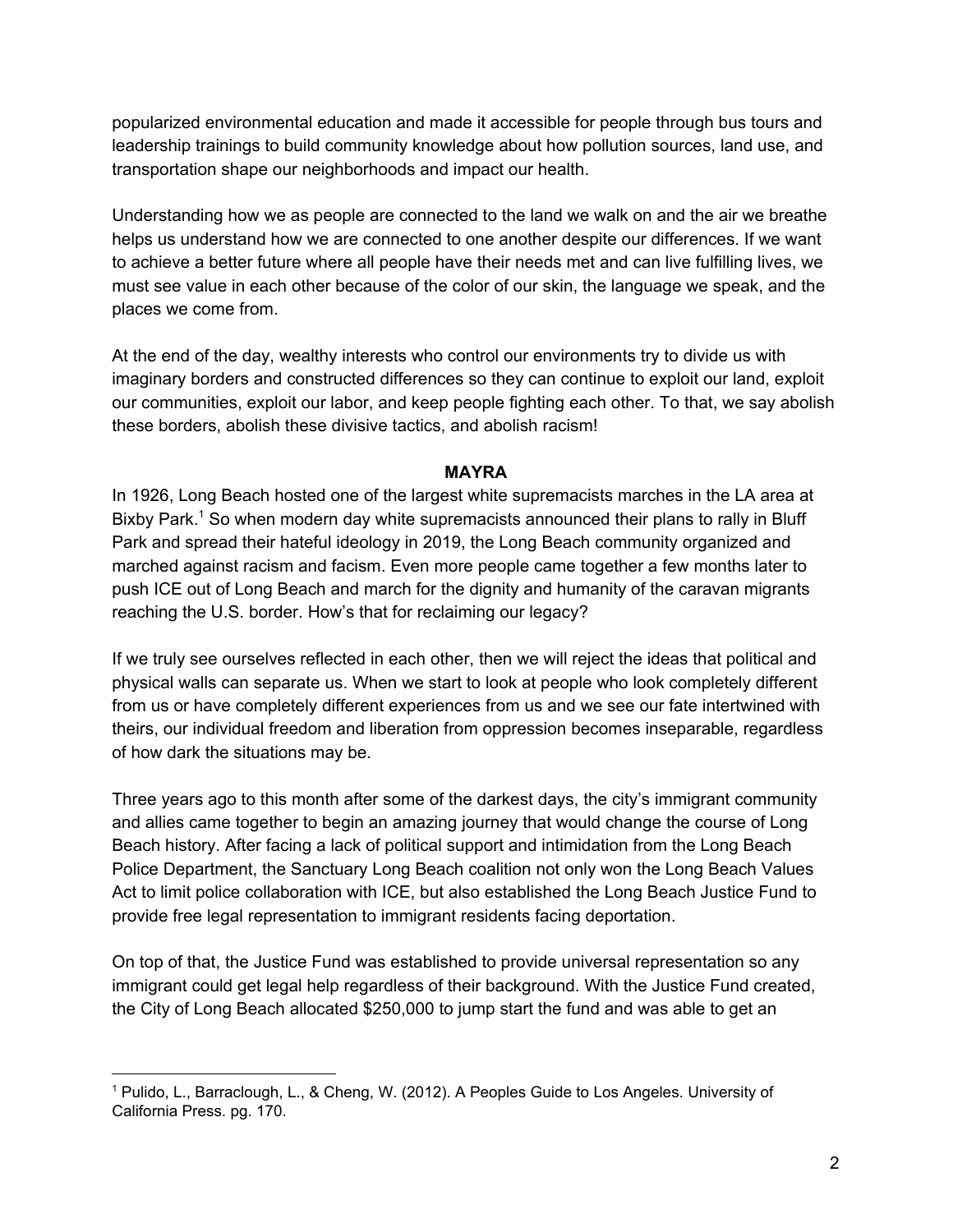popularized environmental education and made it accessible for people through bus tours and leadership trainings to build community knowledge about how pollution sources, land use, and transportation shape our neighborhoods and impact our health.

Understanding how we as people are connected to the land we walk on and the air we breathe helps us understand how we are connected to one another despite our differences. If we want to achieve a better future where all people have their needs met and can live fulfilling lives, we must see value in each other because of the color of our skin, the language we speak, and the places we come from.

At the end of the day, wealthy interests who control our environments try to divide us with imaginary borders and constructed differences so they can continue to exploit our land, exploit our communities, exploit our labor, and keep people fighting each other. To that, we say abolish these borders, abolish these divisive tactics, and abolish racism!

**MAYRA**

In 1926, Long Beach hosted one of the largest white supremacists marches in the LA area at Bixby Park.[1] So when modern day white supremacists announced their plans to rally in Bluff Park and spread their hateful ideology in 2019, the Long Beach community organized and marched against racism and facism. Even more people came together a few months later to push ICE out of Long Beach and march for the dignity and humanity of the caravan migrants reaching the U.S. border. How's that for reclaiming our legacy?

If we truly see ourselves reflected in each other, then we will reject the ideas that political and physical walls can separate us. When we start to look at people who look completely different from us or have completely different experiences from us and we see our fate intertwined with theirs, our individual freedom and liberation from oppression becomes inseparable, regardless of how dark the situations may be.

Three years ago to this month after some of the darkest days, the city's immigrant community and allies came together to begin an amazing journey that would change the course of Long Beach history. After facing a lack of political support and intimidation from the Long Beach Police Department, the Sanctuary Long Beach coalition not only won the Long Beach Values Act to limit police collaboration with ICE, but also established the Long Beach Justice Fund to provide free legal representation to immigrant residents facing deportation.

On top of that, the Justice Fund was established to provide universal representation so any immigrant could get legal help regardless of their background. With the Justice Fund created, the City of Long Beach allocated $250,000 to jump start the fund and was able to get an

---

[1] Pulido, L., Barraclough, L., & Cheng, W. (2012). A Peoples Guide to Los Angeles. University of California Press. pg. 170.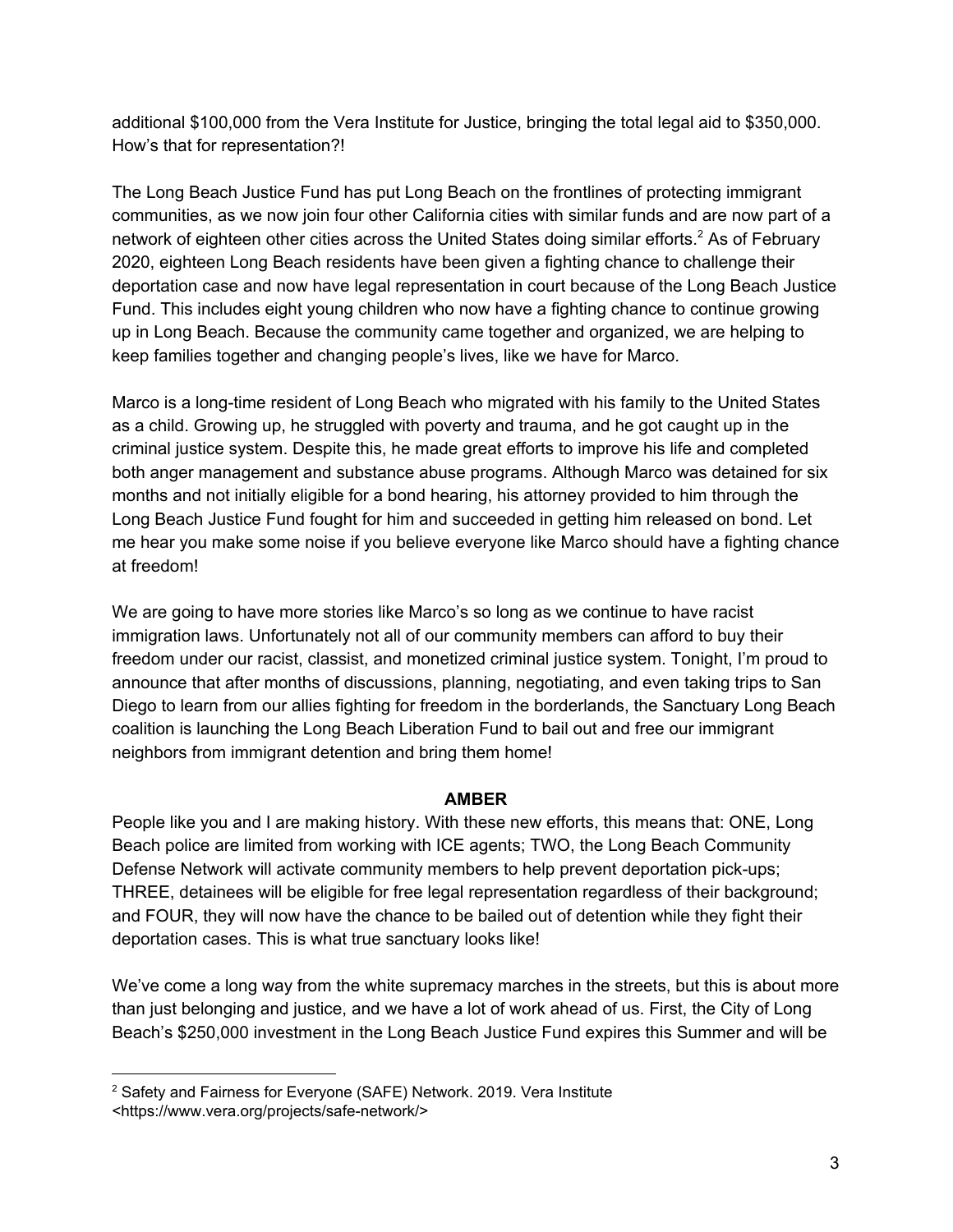additional $100,000 from the Vera Institute for Justice, bringing the total legal aid to $350,000. How's that for representation?!

The Long Beach Justice Fund has put Long Beach on the frontlines of protecting immigrant communities, as we now join four other California cities with similar funds and are now part of a network of eighteen other cities across the United States doing similar efforts.[2] As of February 2020, eighteen Long Beach residents have been given a fighting chance to challenge their deportation case and now have legal representation in court because of the Long Beach Justice Fund. This includes eight young children who now have a fighting chance to continue growing up in Long Beach. Because the community came together and organized, we are helping to keep families together and changing people's lives, like we have for Marco.

Marco is a long-time resident of Long Beach who migrated with his family to the United States as a child. Growing up, he struggled with poverty and trauma, and he got caught up in the criminal justice system. Despite this, he made great efforts to improve his life and completed both anger management and substance abuse programs. Although Marco was detained for six months and not initially eligible for a bond hearing, his attorney provided to him through the Long Beach Justice Fund fought for him and succeeded in getting him released on bond. Let me hear you make some noise if you believe everyone like Marco should have a fighting chance at freedom!

We are going to have more stories like Marco's so long as we continue to have racist immigration laws. Unfortunately not all of our community members can afford to buy their freedom under our racist, classist, and monetized criminal justice system. Tonight, I'm proud to announce that after months of discussions, planning, negotiating, and even taking trips to San Diego to learn from our allies fighting for freedom in the borderlands, the Sanctuary Long Beach coalition is launching the Long Beach Liberation Fund to bail out and free our immigrant neighbors from immigrant detention and bring them home!

**AMBER**

People like you and I are making history. With these new efforts, this means that: ONE, Long Beach police are limited from working with ICE agents; TWO, the Long Beach Community Defense Network will activate community members to help prevent deportation pick-ups; THREE, detainees will be eligible for free legal representation regardless of their background; and FOUR, they will now have the chance to be bailed out of detention while they fight their deportation cases. This is what true sanctuary looks like!

We've come a long way from the white supremacy marches in the streets, but this is about more than just belonging and justice, and we have a lot of work ahead of us. First, the City of Long Beach's $250,000 investment in the Long Beach Justice Fund expires this Summer and will be

---

[2] Safety and Fairness for Everyone (SAFE) Network. 2019. Vera Institute <https://www.vera.org/projects/safe-network/>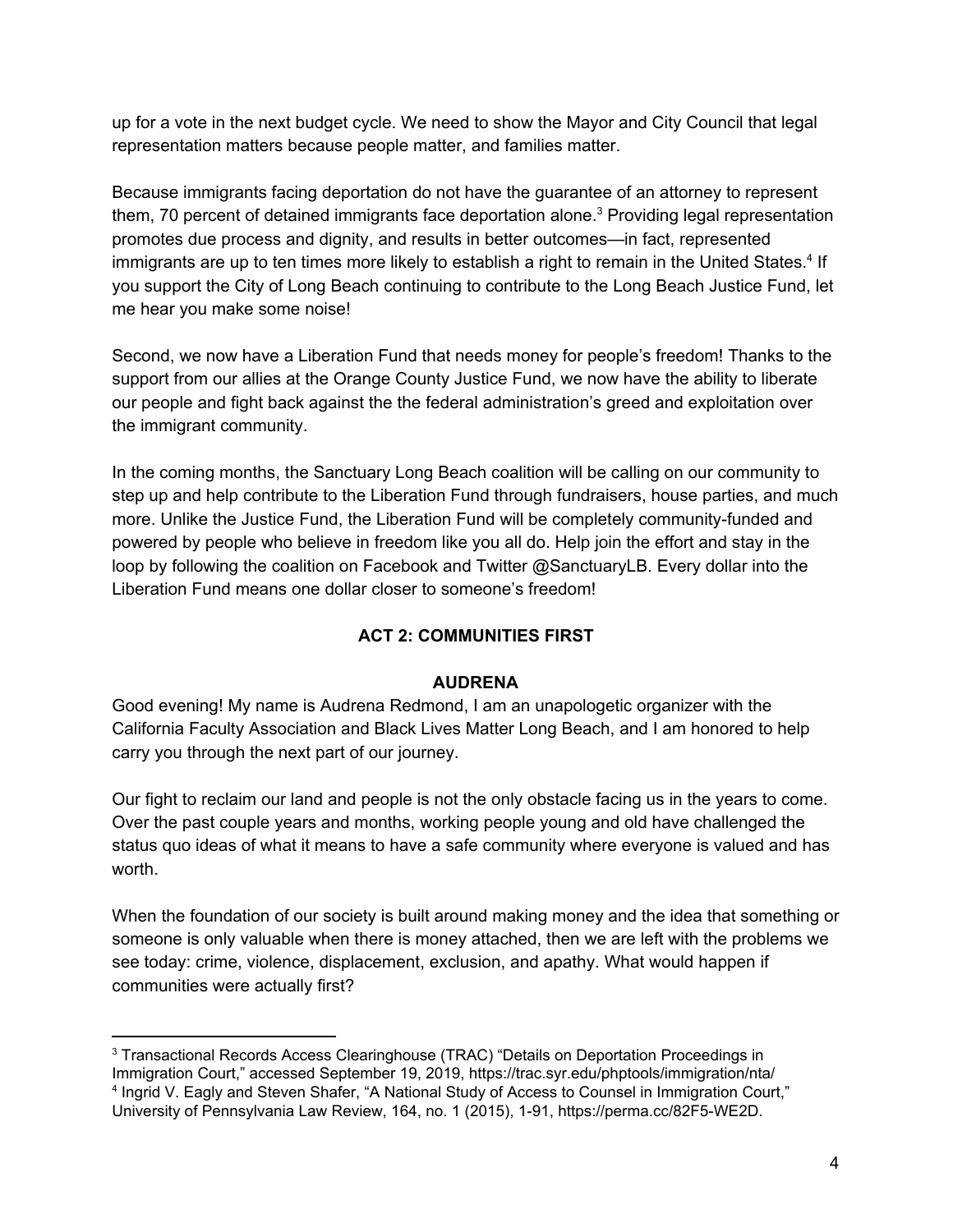up for a vote in the next budget cycle. We need to show the Mayor and City Council that legal representation matters because people matter, and families matter.

Because immigrants facing deportation do not have the guarantee of an attorney to represent them, 70 percent of detained immigrants face deportation alone.[3] Providing legal representation promotes due process and dignity, and results in better outcomes—in fact, represented immigrants are up to ten times more likely to establish a right to remain in the United States.[4] If you support the City of Long Beach continuing to contribute to the Long Beach Justice Fund, let me hear you make some noise!

Second, we now have a Liberation Fund that needs money for people's freedom! Thanks to the support from our allies at the Orange County Justice Fund, we now have the ability to liberate our people and fight back against the the federal administration's greed and exploitation over the immigrant community.

In the coming months, the Sanctuary Long Beach coalition will be calling on our community to step up and help contribute to the Liberation Fund through fundraisers, house parties, and much more. Unlike the Justice Fund, the Liberation Fund will be completely community-funded and powered by people who believe in freedom like you all do. Help join the effort and stay in the loop by following the coalition on Facebook and Twitter @SanctuaryLB. Every dollar into the Liberation Fund means one dollar closer to someone's freedom!

## ACT 2: COMMUNITIES FIRST

### AUDRENA

Good evening! My name is Audrena Redmond, I am an unapologetic organizer with the California Faculty Association and Black Lives Matter Long Beach, and I am honored to help carry you through the next part of our journey.

Our fight to reclaim our land and people is not the only obstacle facing us in the years to come. Over the past couple years and months, working people young and old have challenged the status quo ideas of what it means to have a safe community where everyone is valued and has worth.

When the foundation of our society is built around making money and the idea that something or someone is only valuable when there is money attached, then we are left with the problems we see today: crime, violence, displacement, exclusion, and apathy. What would happen if communities were actually first?

---

[3] Transactional Records Access Clearinghouse (TRAC) "Details on Deportation Proceedings in Immigration Court," accessed September 19, 2019, https://trac.syr.edu/phptools/immigration/nta/

[4] Ingrid V. Eagly and Steven Shafer, "A National Study of Access to Counsel in Immigration Court," University of Pennsylvania Law Review, 164, no. 1 (2015), 1-91, https://perma.cc/82F5-WE2D.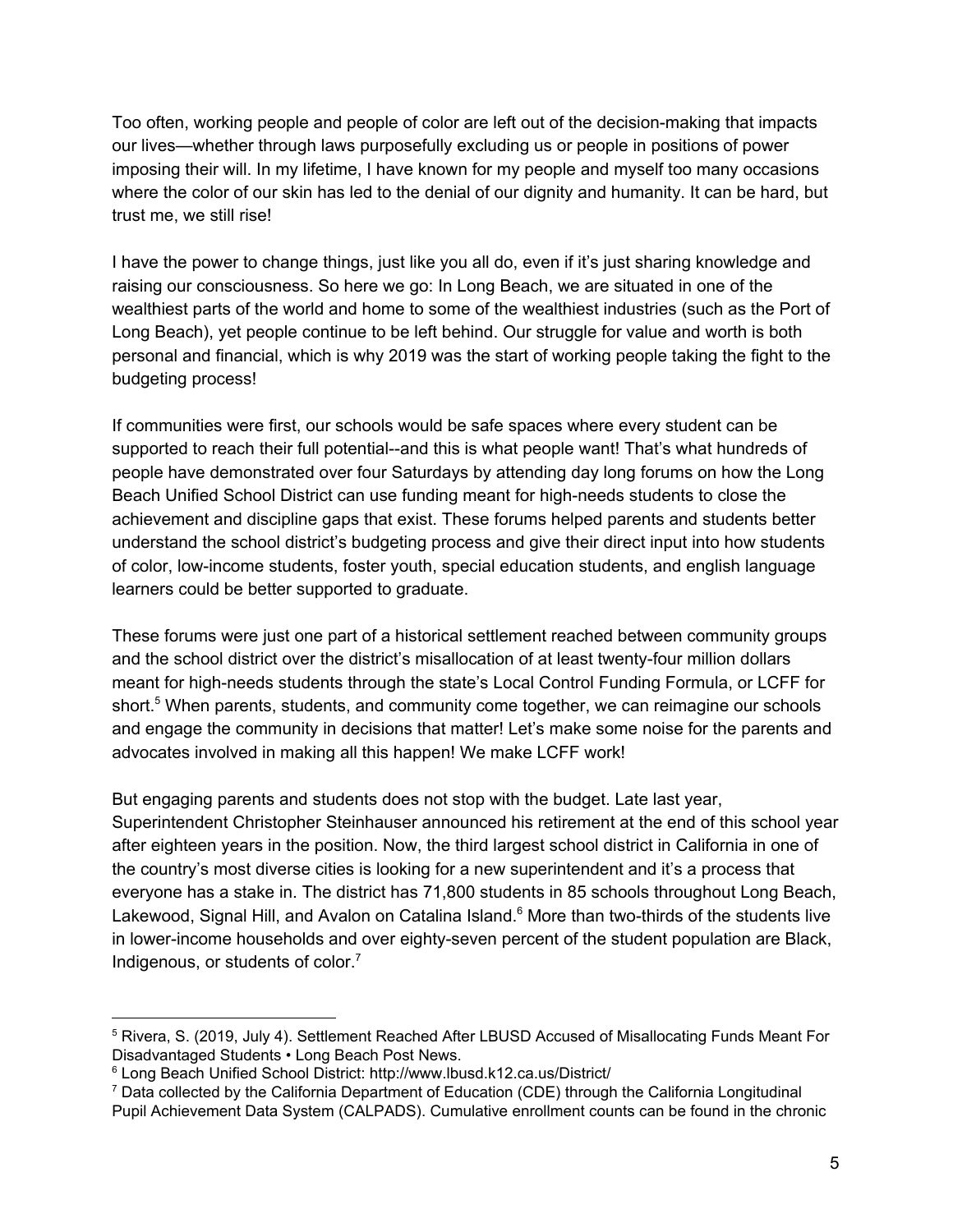Too often, working people and people of color are left out of the decision-making that impacts our lives—whether through laws purposefully excluding us or people in positions of power imposing their will. In my lifetime, I have known for my people and myself too many occasions where the color of our skin has led to the denial of our dignity and humanity. It can be hard, but trust me, we still rise!

I have the power to change things, just like you all do, even if it's just sharing knowledge and raising our consciousness. So here we go: In Long Beach, we are situated in one of the wealthiest parts of the world and home to some of the wealthiest industries (such as the Port of Long Beach), yet people continue to be left behind. Our struggle for value and worth is both personal and financial, which is why 2019 was the start of working people taking the fight to the budgeting process!

If communities were first, our schools would be safe spaces where every student can be supported to reach their full potential--and this is what people want! That's what hundreds of people have demonstrated over four Saturdays by attending day long forums on how the Long Beach Unified School District can use funding meant for high-needs students to close the achievement and discipline gaps that exist. These forums helped parents and students better understand the school district's budgeting process and give their direct input into how students of color, low-income students, foster youth, special education students, and english language learners could be better supported to graduate.

These forums were just one part of a historical settlement reached between community groups and the school district over the district's misallocation of at least twenty-four million dollars meant for high-needs students through the state's Local Control Funding Formula, or LCFF for short.[5] When parents, students, and community come together, we can reimagine our schools and engage the community in decisions that matter! Let's make some noise for the parents and advocates involved in making all this happen! We make LCFF work!

But engaging parents and students does not stop with the budget. Late last year, Superintendent Christopher Steinhauser announced his retirement at the end of this school year after eighteen years in the position. Now, the third largest school district in California in one of the country's most diverse cities is looking for a new superintendent and it's a process that everyone has a stake in. The district has 71,800 students in 85 schools throughout Long Beach, Lakewood, Signal Hill, and Avalon on Catalina Island.[6] More than two-thirds of the students live in lower-income households and over eighty-seven percent of the student population are Black, Indigenous, or students of color.[7]

---

[5] Rivera, S. (2019, July 4). Settlement Reached After LBUSD Accused of Misallocating Funds Meant For Disadvantaged Students • Long Beach Post News.

[6] Long Beach Unified School District: http://www.lbusd.k12.ca.us/District/

[7] Data collected by the California Department of Education (CDE) through the California Longitudinal Pupil Achievement Data System (CALPADS). Cumulative enrollment counts can be found in the chronic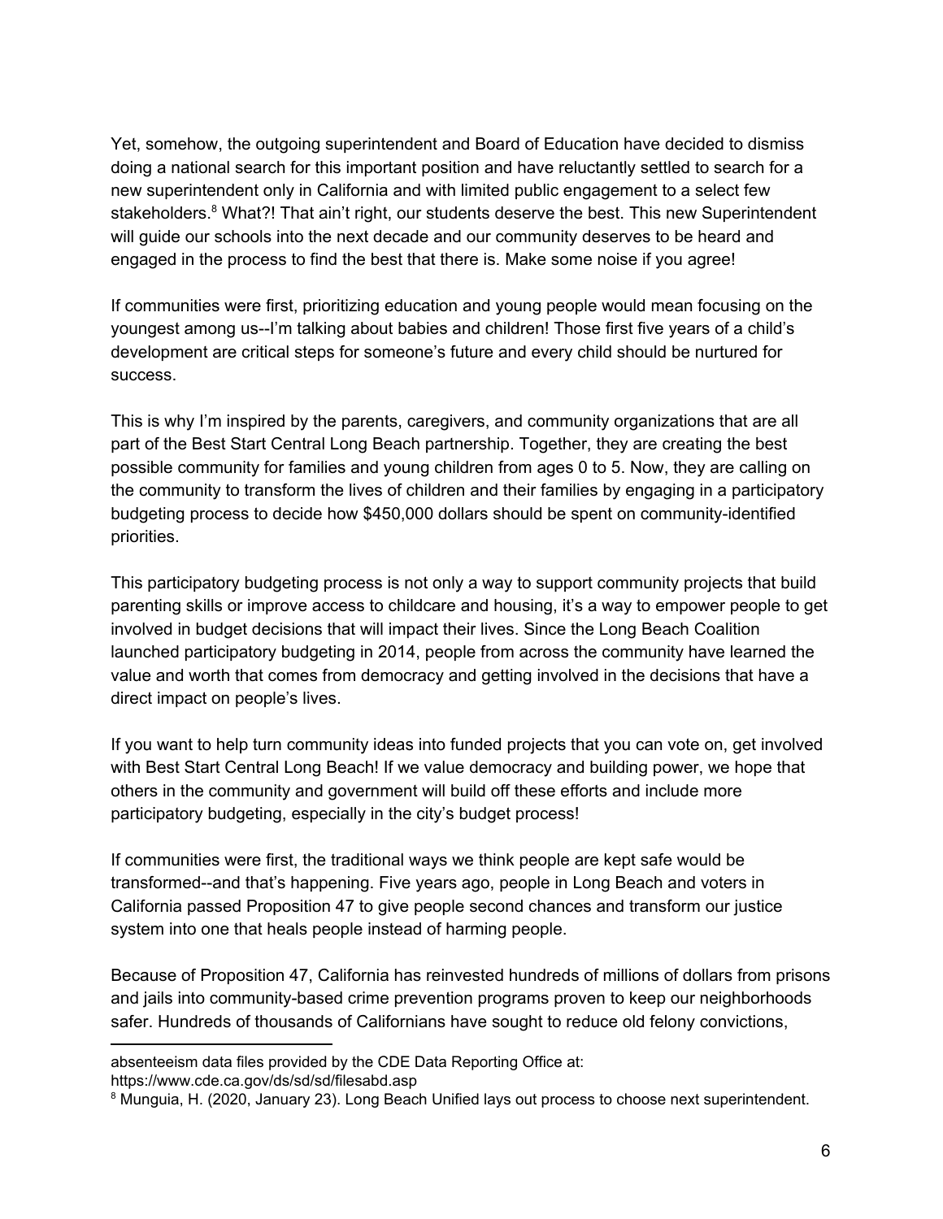Yet, somehow, the outgoing superintendent and Board of Education have decided to dismiss doing a national search for this important position and have reluctantly settled to search for a new superintendent only in California and with limited public engagement to a select few stakeholders.[8] What?! That ain't right, our students deserve the best. This new Superintendent will guide our schools into the next decade and our community deserves to be heard and engaged in the process to find the best that there is. Make some noise if you agree!

If communities were first, prioritizing education and young people would mean focusing on the youngest among us--I'm talking about babies and children! Those first five years of a child's development are critical steps for someone's future and every child should be nurtured for success.

This is why I'm inspired by the parents, caregivers, and community organizations that are all part of the Best Start Central Long Beach partnership. Together, they are creating the best possible community for families and young children from ages 0 to 5. Now, they are calling on the community to transform the lives of children and their families by engaging in a participatory budgeting process to decide how $450,000 dollars should be spent on community-identified priorities.

This participatory budgeting process is not only a way to support community projects that build parenting skills or improve access to childcare and housing, it's a way to empower people to get involved in budget decisions that will impact their lives. Since the Long Beach Coalition launched participatory budgeting in 2014, people from across the community have learned the value and worth that comes from democracy and getting involved in the decisions that have a direct impact on people's lives.

If you want to help turn community ideas into funded projects that you can vote on, get involved with Best Start Central Long Beach! If we value democracy and building power, we hope that others in the community and government will build off these efforts and include more participatory budgeting, especially in the city's budget process!

If communities were first, the traditional ways we think people are kept safe would be transformed--and that's happening. Five years ago, people in Long Beach and voters in California passed Proposition 47 to give people second chances and transform our justice system into one that heals people instead of harming people.

Because of Proposition 47, California has reinvested hundreds of millions of dollars from prisons and jails into community-based crime prevention programs proven to keep our neighborhoods safer. Hundreds of thousands of Californians have sought to reduce old felony convictions,

---

absenteeism data files provided by the CDE Data Reporting Office at: https://www.cde.ca.gov/ds/sd/sd/filesabd.asp

[8] Munguia, H. (2020, January 23). Long Beach Unified lays out process to choose next superintendent.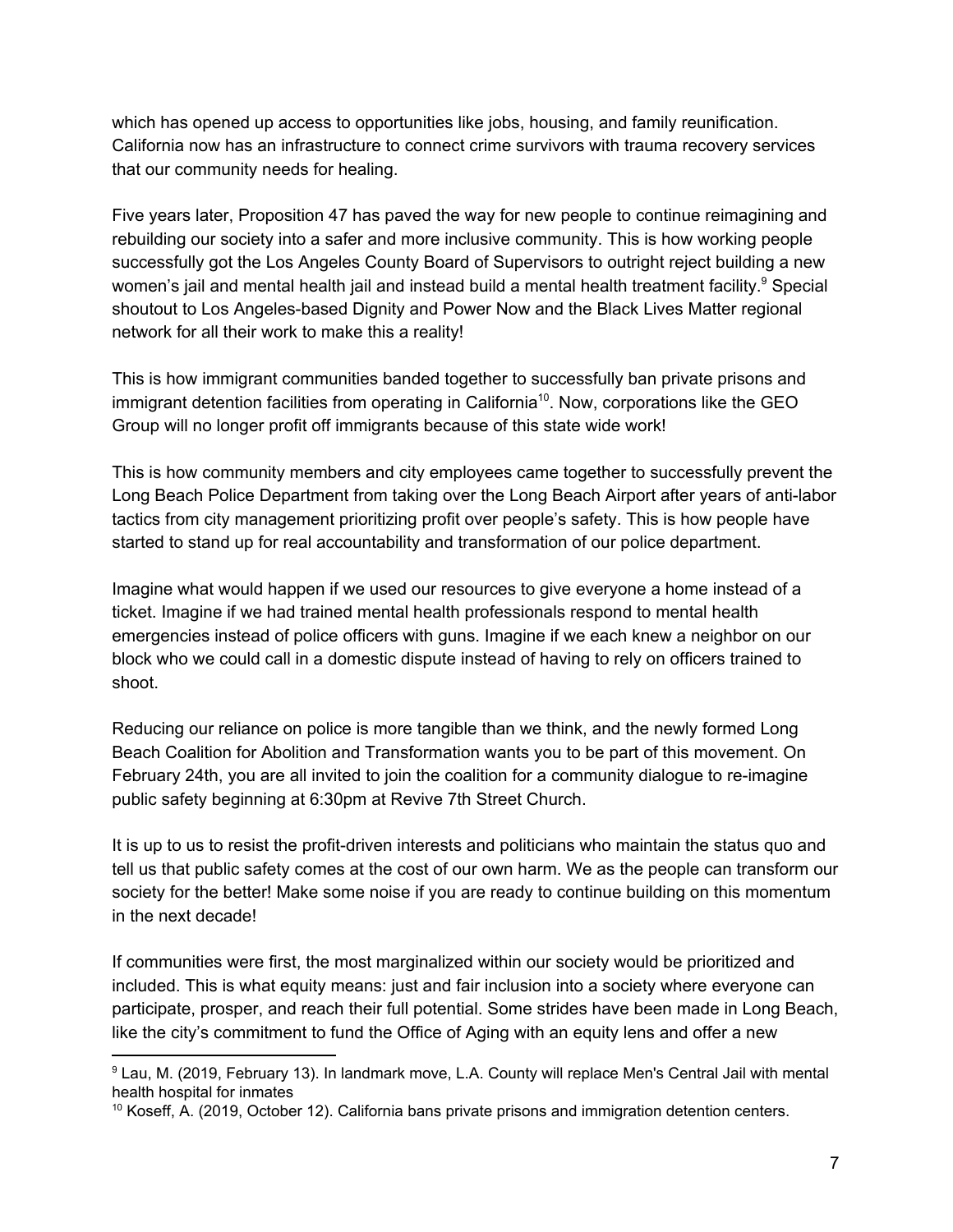which has opened up access to opportunities like jobs, housing, and family reunification. California now has an infrastructure to connect crime survivors with trauma recovery services that our community needs for healing.

Five years later, Proposition 47 has paved the way for new people to continue reimagining and rebuilding our society into a safer and more inclusive community. This is how working people successfully got the Los Angeles County Board of Supervisors to outright reject building a new women's jail and mental health jail and instead build a mental health treatment facility.[9] Special shoutout to Los Angeles-based Dignity and Power Now and the Black Lives Matter regional network for all their work to make this a reality!

This is how immigrant communities banded together to successfully ban private prisons and immigrant detention facilities from operating in California[10]. Now, corporations like the GEO Group will no longer profit off immigrants because of this state wide work!

This is how community members and city employees came together to successfully prevent the Long Beach Police Department from taking over the Long Beach Airport after years of anti-labor tactics from city management prioritizing profit over people's safety. This is how people have started to stand up for real accountability and transformation of our police department.

Imagine what would happen if we used our resources to give everyone a home instead of a ticket. Imagine if we had trained mental health professionals respond to mental health emergencies instead of police officers with guns. Imagine if we each knew a neighbor on our block who we could call in a domestic dispute instead of having to rely on officers trained to shoot.

Reducing our reliance on police is more tangible than we think, and the newly formed Long Beach Coalition for Abolition and Transformation wants you to be part of this movement. On February 24th, you are all invited to join the coalition for a community dialogue to re-imagine public safety beginning at 6:30pm at Revive 7th Street Church.

It is up to us to resist the profit-driven interests and politicians who maintain the status quo and tell us that public safety comes at the cost of our own harm. We as the people can transform our society for the better! Make some noise if you are ready to continue building on this momentum in the next decade!

If communities were first, the most marginalized within our society would be prioritized and included. This is what equity means: just and fair inclusion into a society where everyone can participate, prosper, and reach their full potential. Some strides have been made in Long Beach, like the city's commitment to fund the Office of Aging with an equity lens and offer a new

---

[9] Lau, M. (2019, February 13). In landmark move, L.A. County will replace Men's Central Jail with mental health hospital for inmates

[10] Koseff, A. (2019, October 12). California bans private prisons and immigration detention centers.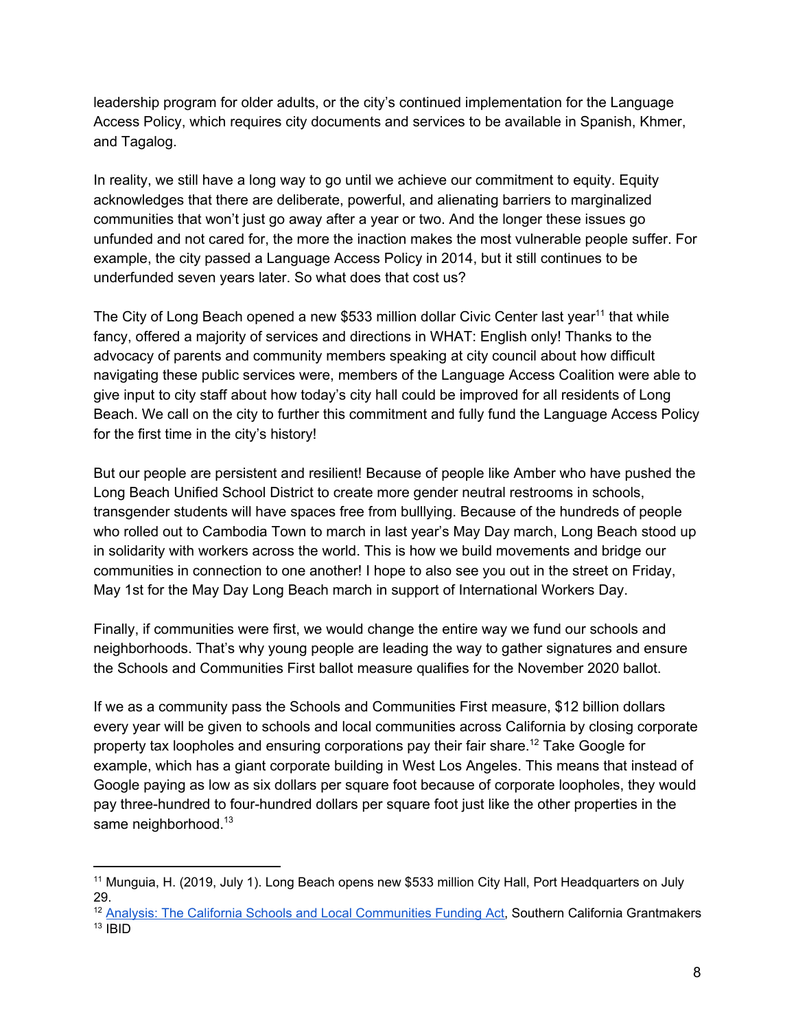leadership program for older adults, or the city's continued implementation for the Language Access Policy, which requires city documents and services to be available in Spanish, Khmer, and Tagalog.

In reality, we still have a long way to go until we achieve our commitment to equity. Equity acknowledges that there are deliberate, powerful, and alienating barriers to marginalized communities that won't just go away after a year or two. And the longer these issues go unfunded and not cared for, the more the inaction makes the most vulnerable people suffer. For example, the city passed a Language Access Policy in 2014, but it still continues to be underfunded seven years later. So what does that cost us?

The City of Long Beach opened a new $533 million dollar Civic Center last year[11] that while fancy, offered a majority of services and directions in WHAT: English only! Thanks to the advocacy of parents and community members speaking at city council about how difficult navigating these public services were, members of the Language Access Coalition were able to give input to city staff about how today's city hall could be improved for all residents of Long Beach. We call on the city to further this commitment and fully fund the Language Access Policy for the first time in the city's history!

But our people are persistent and resilient! Because of people like Amber who have pushed the Long Beach Unified School District to create more gender neutral restrooms in schools, transgender students will have spaces free from bulllying. Because of the hundreds of people who rolled out to Cambodia Town to march in last year's May Day march, Long Beach stood up in solidarity with workers across the world. This is how we build movements and bridge our communities in connection to one another! I hope to also see you out in the street on Friday, May 1st for the May Day Long Beach march in support of International Workers Day.

Finally, if communities were first, we would change the entire way we fund our schools and neighborhoods. That's why young people are leading the way to gather signatures and ensure the Schools and Communities First ballot measure qualifies for the November 2020 ballot.

If we as a community pass the Schools and Communities First measure, $12 billion dollars every year will be given to schools and local communities across California by closing corporate property tax loopholes and ensuring corporations pay their fair share.[12] Take Google for example, which has a giant corporate building in West Los Angeles. This means that instead of Google paying as low as six dollars per square foot because of corporate loopholes, they would pay three-hundred to four-hundred dollars per square foot just like the other properties in the same neighborhood.[13]

---

[11] Munguia, H. (2019, July 1). Long Beach opens new $533 million City Hall, Port Headquarters on July 29.

[12] Analysis: The California Schools and Local Communities Funding Act, Southern California Grantmakers

[13] IBID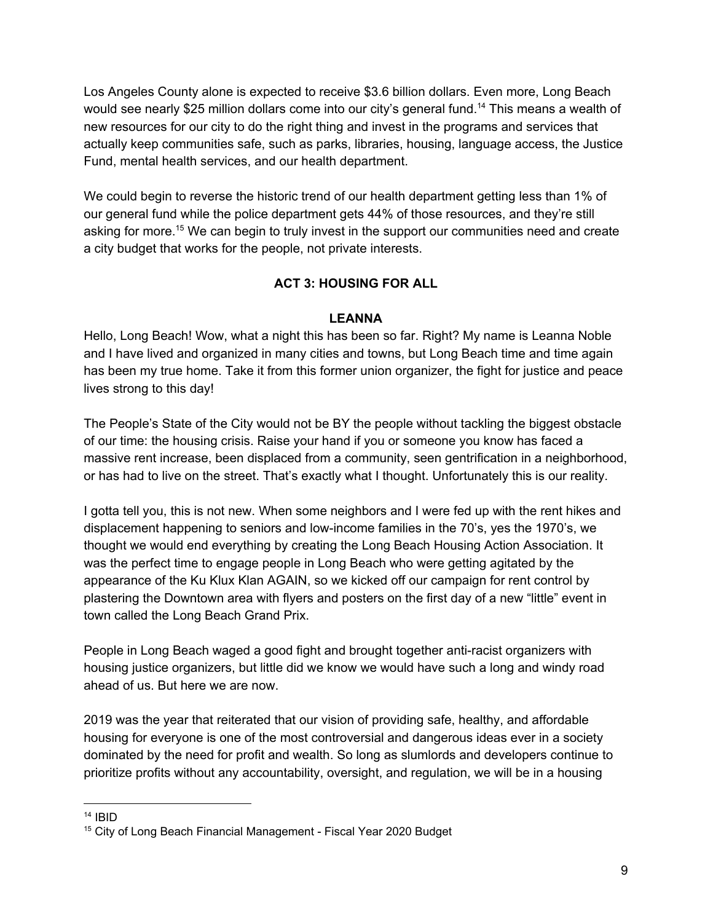Los Angeles County alone is expected to receive $3.6 billion dollars. Even more, Long Beach would see nearly $25 million dollars come into our city's general fund.[14] This means a wealth of new resources for our city to do the right thing and invest in the programs and services that actually keep communities safe, such as parks, libraries, housing, language access, the Justice Fund, mental health services, and our health department.

We could begin to reverse the historic trend of our health department getting less than 1% of our general fund while the police department gets 44% of those resources, and they're still asking for more.[15] We can begin to truly invest in the support our communities need and create a city budget that works for the people, not private interests.

## ACT 3: HOUSING FOR ALL

### LEANNA

Hello, Long Beach! Wow, what a night this has been so far. Right? My name is Leanna Noble and I have lived and organized in many cities and towns, but Long Beach time and time again has been my true home. Take it from this former union organizer, the fight for justice and peace lives strong to this day!

The People's State of the City would not be BY the people without tackling the biggest obstacle of our time: the housing crisis. Raise your hand if you or someone you know has faced a massive rent increase, been displaced from a community, seen gentrification in a neighborhood, or has had to live on the street. That's exactly what I thought. Unfortunately this is our reality.

I gotta tell you, this is not new. When some neighbors and I were fed up with the rent hikes and displacement happening to seniors and low-income families in the 70's, yes the 1970's, we thought we would end everything by creating the Long Beach Housing Action Association. It was the perfect time to engage people in Long Beach who were getting agitated by the appearance of the Ku Klux Klan AGAIN, so we kicked off our campaign for rent control by plastering the Downtown area with flyers and posters on the first day of a new "little" event in town called the Long Beach Grand Prix.

People in Long Beach waged a good fight and brought together anti-racist organizers with housing justice organizers, but little did we know we would have such a long and windy road ahead of us. But here we are now.

2019 was the year that reiterated that our vision of providing safe, healthy, and affordable housing for everyone is one of the most controversial and dangerous ideas ever in a society dominated by the need for profit and wealth. So long as slumlords and developers continue to prioritize profits without any accountability, oversight, and regulation, we will be in a housing

---

[14] IBID

[15] City of Long Beach Financial Management - Fiscal Year 2020 Budget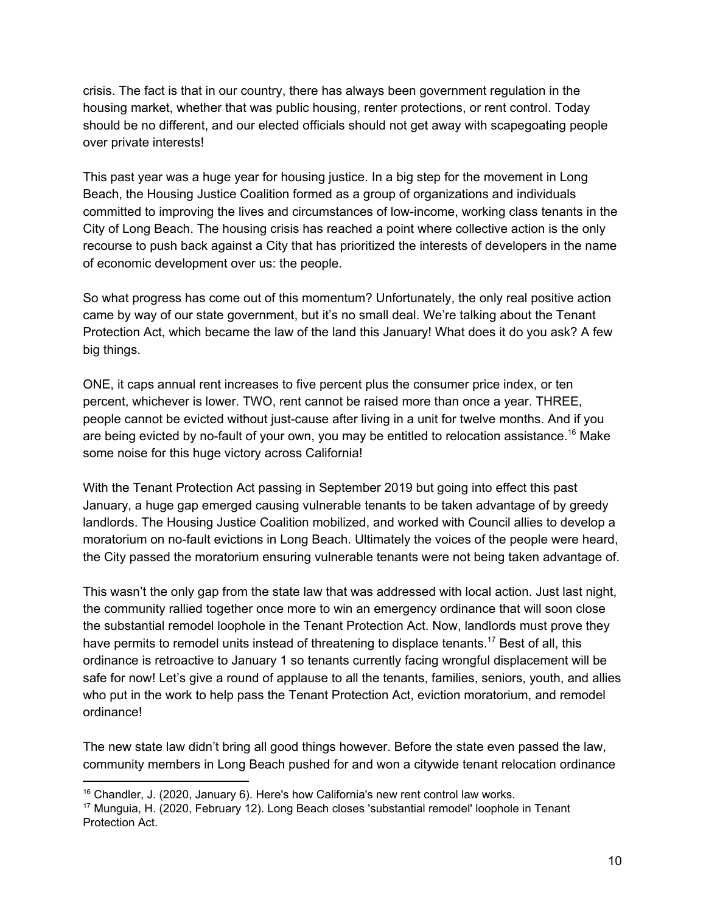crisis. The fact is that in our country, there has always been government regulation in the housing market, whether that was public housing, renter protections, or rent control. Today should be no different, and our elected officials should not get away with scapegoating people over private interests!

This past year was a huge year for housing justice. In a big step for the movement in Long Beach, the Housing Justice Coalition formed as a group of organizations and individuals committed to improving the lives and circumstances of low-income, working class tenants in the City of Long Beach. The housing crisis has reached a point where collective action is the only recourse to push back against a City that has prioritized the interests of developers in the name of economic development over us: the people.

So what progress has come out of this momentum? Unfortunately, the only real positive action came by way of our state government, but it's no small deal. We're talking about the Tenant Protection Act, which became the law of the land this January! What does it do you ask? A few big things.

ONE, it caps annual rent increases to five percent plus the consumer price index, or ten percent, whichever is lower. TWO, rent cannot be raised more than once a year. THREE, people cannot be evicted without just-cause after living in a unit for twelve months. And if you are being evicted by no-fault of your own, you may be entitled to relocation assistance.[16] Make some noise for this huge victory across California!

With the Tenant Protection Act passing in September 2019 but going into effect this past January, a huge gap emerged causing vulnerable tenants to be taken advantage of by greedy landlords. The Housing Justice Coalition mobilized, and worked with Council allies to develop a moratorium on no-fault evictions in Long Beach. Ultimately the voices of the people were heard, the City passed the moratorium ensuring vulnerable tenants were not being taken advantage of.

This wasn't the only gap from the state law that was addressed with local action. Just last night, the community rallied together once more to win an emergency ordinance that will soon close the substantial remodel loophole in the Tenant Protection Act. Now, landlords must prove they have permits to remodel units instead of threatening to displace tenants.[17] Best of all, this ordinance is retroactive to January 1 so tenants currently facing wrongful displacement will be safe for now! Let's give a round of applause to all the tenants, families, seniors, youth, and allies who put in the work to help pass the Tenant Protection Act, eviction moratorium, and remodel ordinance!

The new state law didn't bring all good things however. Before the state even passed the law, community members in Long Beach pushed for and won a citywide tenant relocation ordinance

---

[16] Chandler, J. (2020, January 6). Here's how California's new rent control law works.

[17] Munguia, H. (2020, February 12). Long Beach closes 'substantial remodel' loophole in Tenant Protection Act.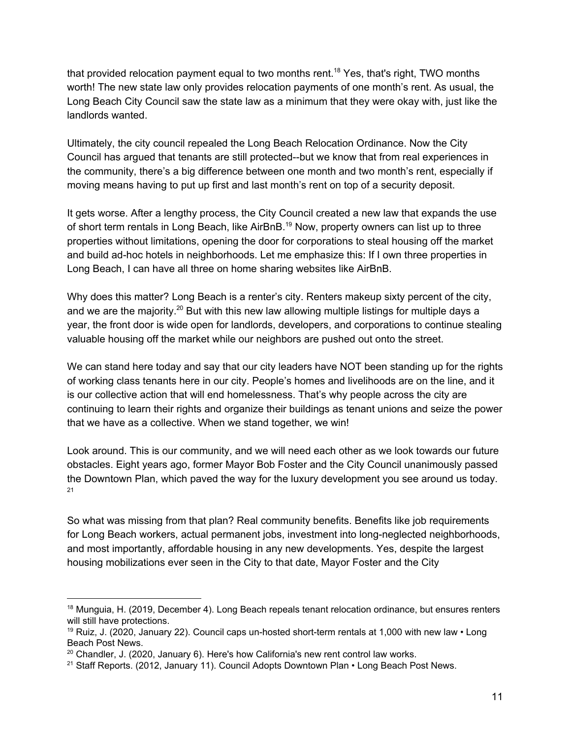that provided relocation payment equal to two months rent.[18] Yes, that's right, TWO months worth! The new state law only provides relocation payments of one month's rent. As usual, the Long Beach City Council saw the state law as a minimum that they were okay with, just like the landlords wanted.

Ultimately, the city council repealed the Long Beach Relocation Ordinance. Now the City Council has argued that tenants are still protected--but we know that from real experiences in the community, there's a big difference between one month and two month's rent, especially if moving means having to put up first and last month's rent on top of a security deposit.

It gets worse. After a lengthy process, the City Council created a new law that expands the use of short term rentals in Long Beach, like AirBnB.[19] Now, property owners can list up to three properties without limitations, opening the door for corporations to steal housing off the market and build ad-hoc hotels in neighborhoods. Let me emphasize this: If I own three properties in Long Beach, I can have all three on home sharing websites like AirBnB.

Why does this matter? Long Beach is a renter's city. Renters makeup sixty percent of the city, and we are the majority.[20] But with this new law allowing multiple listings for multiple days a year, the front door is wide open for landlords, developers, and corporations to continue stealing valuable housing off the market while our neighbors are pushed out onto the street.

We can stand here today and say that our city leaders have NOT been standing up for the rights of working class tenants here in our city. People's homes and livelihoods are on the line, and it is our collective action that will end homelessness. That's why people across the city are continuing to learn their rights and organize their buildings as tenant unions and seize the power that we have as a collective. When we stand together, we win!

Look around. This is our community, and we will need each other as we look towards our future obstacles. Eight years ago, former Mayor Bob Foster and the City Council unanimously passed the Downtown Plan, which paved the way for the luxury development you see around us today.[21]

So what was missing from that plan? Real community benefits. Benefits like job requirements for Long Beach workers, actual permanent jobs, investment into long-neglected neighborhoods, and most importantly, affordable housing in any new developments. Yes, despite the largest housing mobilizations ever seen in the City to that date, Mayor Foster and the City

---

[18] Munguia, H. (2019, December 4). Long Beach repeals tenant relocation ordinance, but ensures renters will still have protections.

[19] Ruiz, J. (2020, January 22). Council caps un-hosted short-term rentals at 1,000 with new law • Long Beach Post News.

[20] Chandler, J. (2020, January 6). Here's how California's new rent control law works.

[21] Staff Reports. (2012, January 11). Council Adopts Downtown Plan • Long Beach Post News.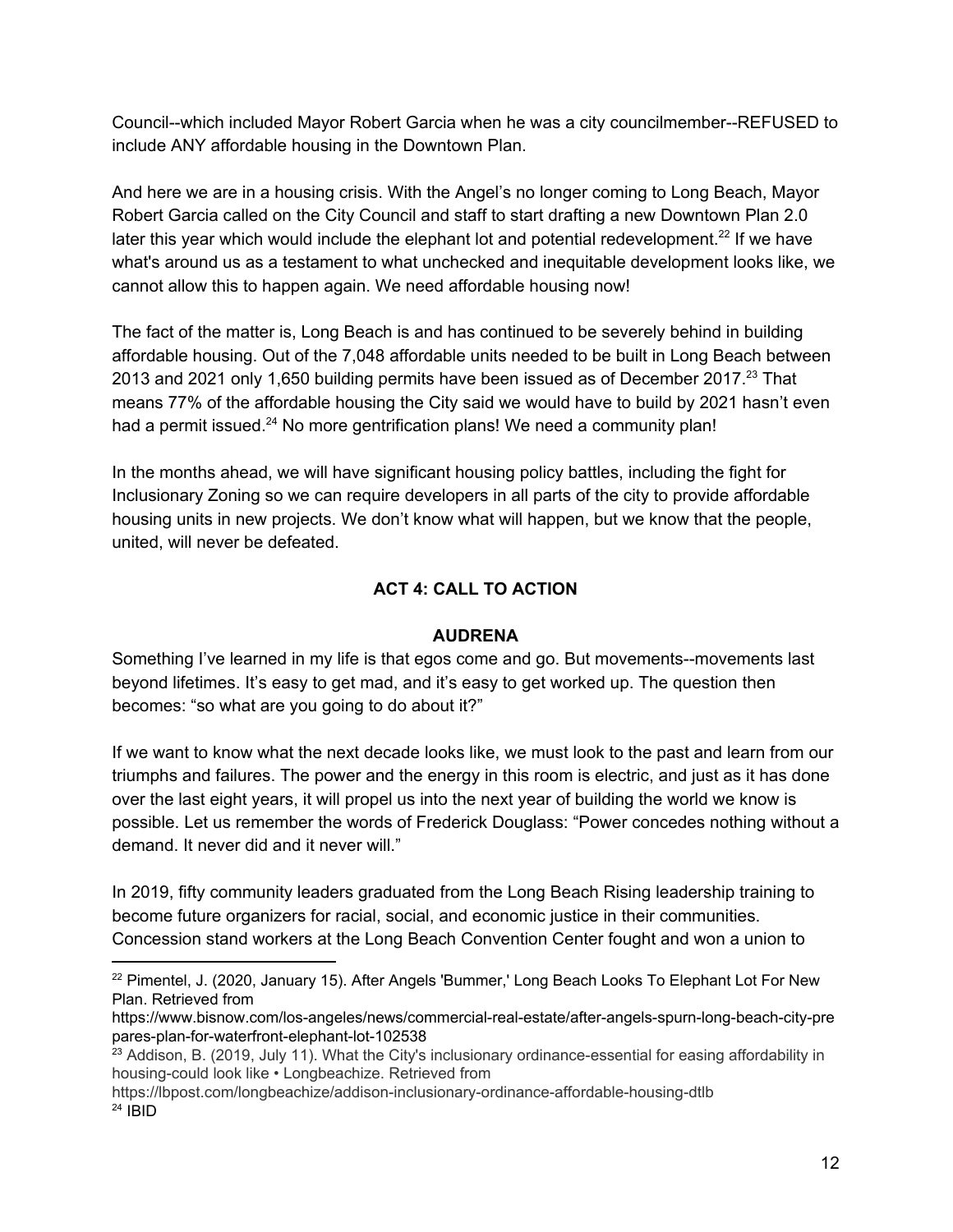Council--which included Mayor Robert Garcia when he was a city councilmember--REFUSED to include ANY affordable housing in the Downtown Plan.

And here we are in a housing crisis. With the Angel's no longer coming to Long Beach, Mayor Robert Garcia called on the City Council and staff to start drafting a new Downtown Plan 2.0 later this year which would include the elephant lot and potential redevelopment.[22] If we have what's around us as a testament to what unchecked and inequitable development looks like, we cannot allow this to happen again. We need affordable housing now!

The fact of the matter is, Long Beach is and has continued to be severely behind in building affordable housing. Out of the 7,048 affordable units needed to be built in Long Beach between 2013 and 2021 only 1,650 building permits have been issued as of December 2017.[23] That means 77% of the affordable housing the City said we would have to build by 2021 hasn't even had a permit issued.[24] No more gentrification plans! We need a community plan!

In the months ahead, we will have significant housing policy battles, including the fight for Inclusionary Zoning so we can require developers in all parts of the city to provide affordable housing units in new projects. We don't know what will happen, but we know that the people, united, will never be defeated.

## ACT 4: CALL TO ACTION

### AUDRENA

Something I've learned in my life is that egos come and go. But movements--movements last beyond lifetimes. It's easy to get mad, and it's easy to get worked up. The question then becomes: "so what are you going to do about it?"

If we want to know what the next decade looks like, we must look to the past and learn from our triumphs and failures. The power and the energy in this room is electric, and just as it has done over the last eight years, it will propel us into the next year of building the world we know is possible. Let us remember the words of Frederick Douglass: "Power concedes nothing without a demand. It never did and it never will."

In 2019, fifty community leaders graduated from the Long Beach Rising leadership training to become future organizers for racial, social, and economic justice in their communities. Concession stand workers at the Long Beach Convention Center fought and won a union to

---

[22] Pimentel, J. (2020, January 15). After Angels 'Bummer,' Long Beach Looks To Elephant Lot For New Plan. Retrieved from https://www.bisnow.com/los-angeles/news/commercial-real-estate/after-angels-spurn-long-beach-city-prepares-plan-for-waterfront-elephant-lot-102538

[23] Addison, B. (2019, July 11). What the City's inclusionary ordinance-essential for easing affordability in housing-could look like • Longbeachize. Retrieved from https://lbpost.com/longbeachize/addison-inclusionary-ordinance-affordable-housing-dtlb

[24] IBID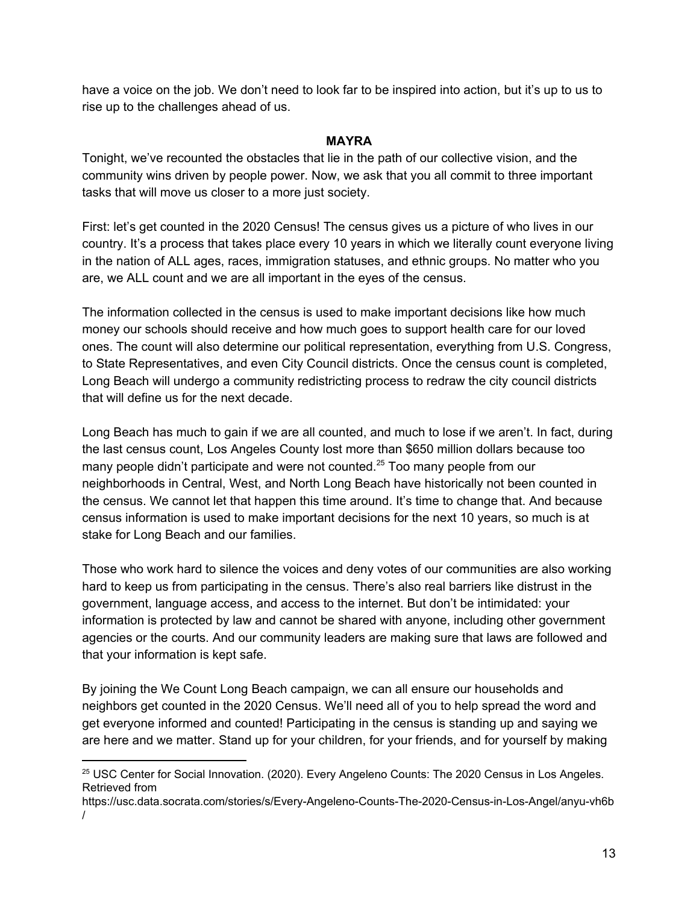have a voice on the job. We don't need to look far to be inspired into action, but it's up to us to rise up to the challenges ahead of us.

**MAYRA**

Tonight, we've recounted the obstacles that lie in the path of our collective vision, and the community wins driven by people power. Now, we ask that you all commit to three important tasks that will move us closer to a more just society.

First: let's get counted in the 2020 Census! The census gives us a picture of who lives in our country. It's a process that takes place every 10 years in which we literally count everyone living in the nation of ALL ages, races, immigration statuses, and ethnic groups. No matter who you are, we ALL count and we are all important in the eyes of the census.

The information collected in the census is used to make important decisions like how much money our schools should receive and how much goes to support health care for our loved ones. The count will also determine our political representation, everything from U.S. Congress, to State Representatives, and even City Council districts. Once the census count is completed, Long Beach will undergo a community redistricting process to redraw the city council districts that will define us for the next decade.

Long Beach has much to gain if we are all counted, and much to lose if we aren't. In fact, during the last census count, Los Angeles County lost more than $650 million dollars because too many people didn't participate and were not counted.[25] Too many people from our neighborhoods in Central, West, and North Long Beach have historically not been counted in the census. We cannot let that happen this time around. It's time to change that. And because census information is used to make important decisions for the next 10 years, so much is at stake for Long Beach and our families.

Those who work hard to silence the voices and deny votes of our communities are also working hard to keep us from participating in the census. There's also real barriers like distrust in the government, language access, and access to the internet. But don't be intimidated: your information is protected by law and cannot be shared with anyone, including other government agencies or the courts. And our community leaders are making sure that laws are followed and that your information is kept safe.

By joining the We Count Long Beach campaign, we can all ensure our households and neighbors get counted in the 2020 Census. We'll need all of you to help spread the word and get everyone informed and counted! Participating in the census is standing up and saying we are here and we matter. Stand up for your children, for your friends, and for yourself by making

---

[25] USC Center for Social Innovation. (2020). Every Angeleno Counts: The 2020 Census in Los Angeles. Retrieved from https://usc.data.socrata.com/stories/s/Every-Angeleno-Counts-The-2020-Census-in-Los-Angel/anyu-vh6b/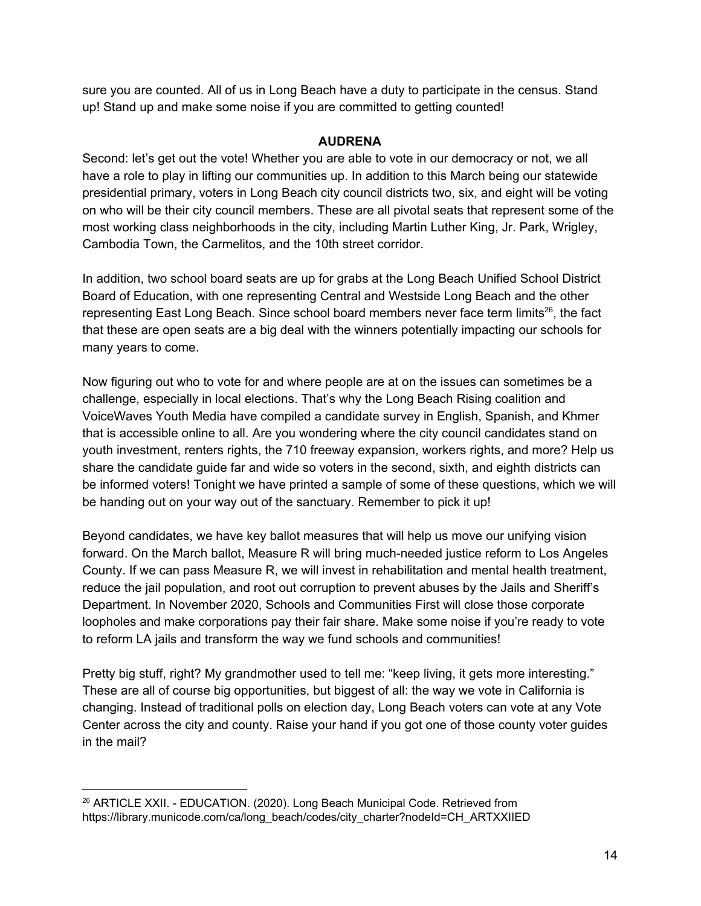sure you are counted. All of us in Long Beach have a duty to participate in the census. Stand up! Stand up and make some noise if you are committed to getting counted!

**AUDRENA**

Second: let's get out the vote! Whether you are able to vote in our democracy or not, we all have a role to play in lifting our communities up. In addition to this March being our statewide presidential primary, voters in Long Beach city council districts two, six, and eight will be voting on who will be their city council members. These are all pivotal seats that represent some of the most working class neighborhoods in the city, including Martin Luther King, Jr. Park, Wrigley, Cambodia Town, the Carmelitos, and the 10th street corridor.

In addition, two school board seats are up for grabs at the Long Beach Unified School District Board of Education, with one representing Central and Westside Long Beach and the other representing East Long Beach. Since school board members never face term limits[26], the fact that these are open seats are a big deal with the winners potentially impacting our schools for many years to come.

Now figuring out who to vote for and where people are at on the issues can sometimes be a challenge, especially in local elections. That's why the Long Beach Rising coalition and VoiceWaves Youth Media have compiled a candidate survey in English, Spanish, and Khmer that is accessible online to all. Are you wondering where the city council candidates stand on youth investment, renters rights, the 710 freeway expansion, workers rights, and more? Help us share the candidate guide far and wide so voters in the second, sixth, and eighth districts can be informed voters! Tonight we have printed a sample of some of these questions, which we will be handing out on your way out of the sanctuary. Remember to pick it up!

Beyond candidates, we have key ballot measures that will help us move our unifying vision forward. On the March ballot, Measure R will bring much-needed justice reform to Los Angeles County. If we can pass Measure R, we will invest in rehabilitation and mental health treatment, reduce the jail population, and root out corruption to prevent abuses by the Jails and Sheriff's Department. In November 2020, Schools and Communities First will close those corporate loopholes and make corporations pay their fair share. Make some noise if you're ready to vote to reform LA jails and transform the way we fund schools and communities!

Pretty big stuff, right? My grandmother used to tell me: "keep living, it gets more interesting." These are all of course big opportunities, but biggest of all: the way we vote in California is changing. Instead of traditional polls on election day, Long Beach voters can vote at any Vote Center across the city and county. Raise your hand if you got one of those county voter guides in the mail?

---

[26] ARTICLE XXII. - EDUCATION. (2020). Long Beach Municipal Code. Retrieved from https://library.municode.com/ca/long_beach/codes/city_charter?nodeId=CH_ARTXXIIED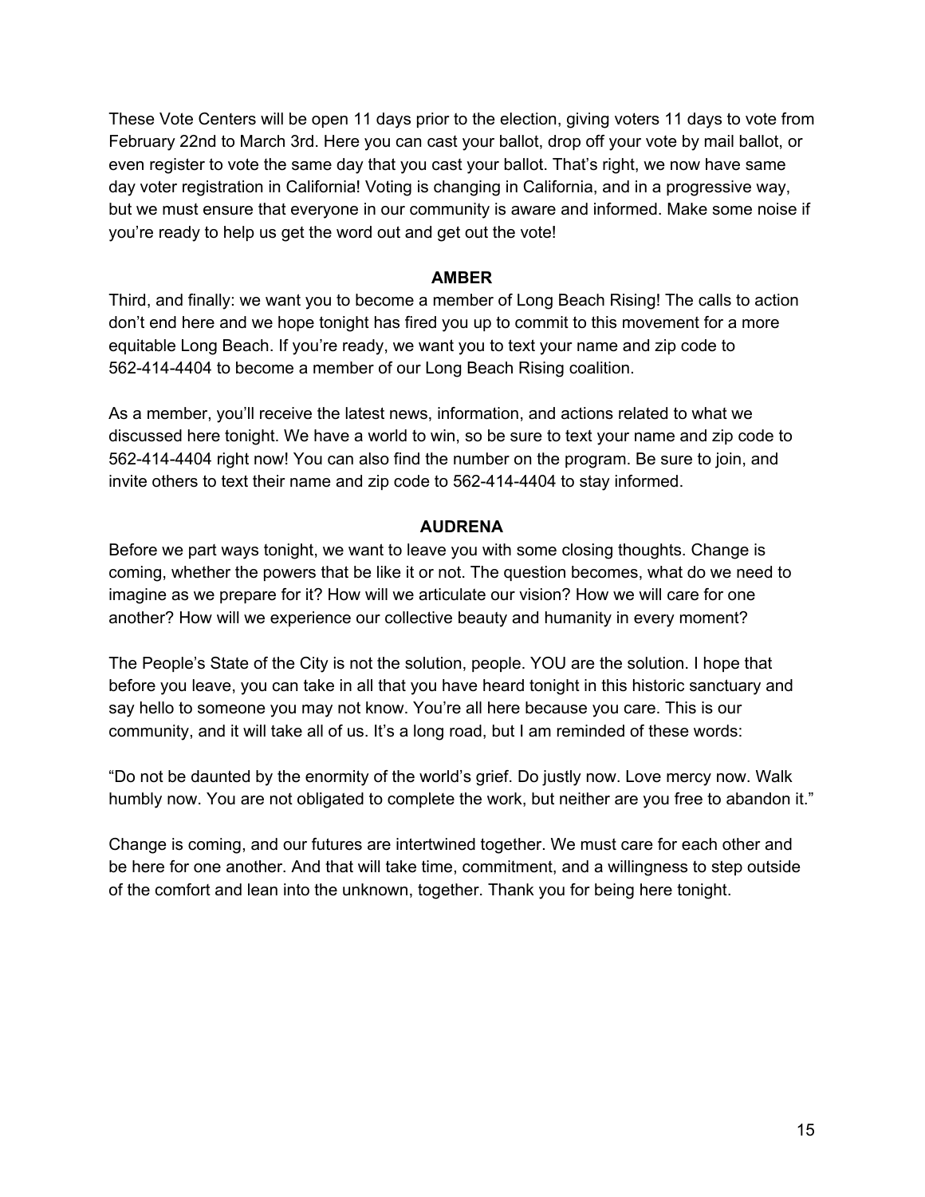These Vote Centers will be open 11 days prior to the election, giving voters 11 days to vote from February 22nd to March 3rd. Here you can cast your ballot, drop off your vote by mail ballot, or even register to vote the same day that you cast your ballot. That's right, we now have same day voter registration in California! Voting is changing in California, and in a progressive way, but we must ensure that everyone in our community is aware and informed. Make some noise if you're ready to help us get the word out and get out the vote!

**AMBER**

Third, and finally: we want you to become a member of Long Beach Rising! The calls to action don't end here and we hope tonight has fired you up to commit to this movement for a more equitable Long Beach. If you're ready, we want you to text your name and zip code to 562-414-4404 to become a member of our Long Beach Rising coalition.

As a member, you'll receive the latest news, information, and actions related to what we discussed here tonight. We have a world to win, so be sure to text your name and zip code to 562-414-4404 right now! You can also find the number on the program. Be sure to join, and invite others to text their name and zip code to 562-414-4404 to stay informed.

**AUDRENA**

Before we part ways tonight, we want to leave you with some closing thoughts. Change is coming, whether the powers that be like it or not. The question becomes, what do we need to imagine as we prepare for it? How will we articulate our vision? How we will care for one another? How will we experience our collective beauty and humanity in every moment?

The People's State of the City is not the solution, people. YOU are the solution. I hope that before you leave, you can take in all that you have heard tonight in this historic sanctuary and say hello to someone you may not know. You're all here because you care. This is our community, and it will take all of us. It's a long road, but I am reminded of these words:

"Do not be daunted by the enormity of the world's grief. Do justly now. Love mercy now. Walk humbly now. You are not obligated to complete the work, but neither are you free to abandon it."

Change is coming, and our futures are intertwined together. We must care for each other and be here for one another. And that will take time, commitment, and a willingness to step outside of the comfort and lean into the unknown, together. Thank you for being here tonight.